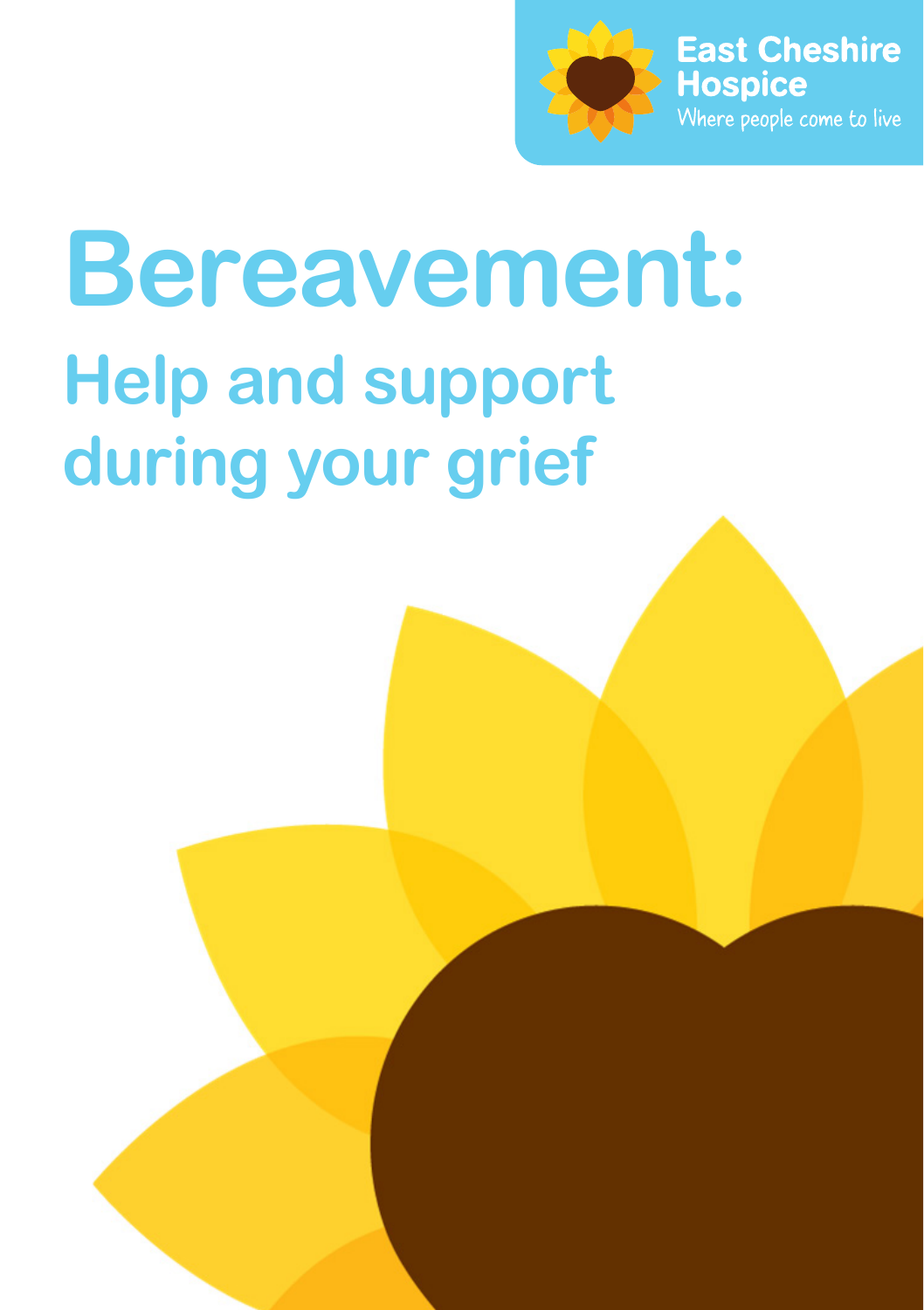East Cheshire Hospice

Where people come to live

# Bereavement:

## Help and support during your grief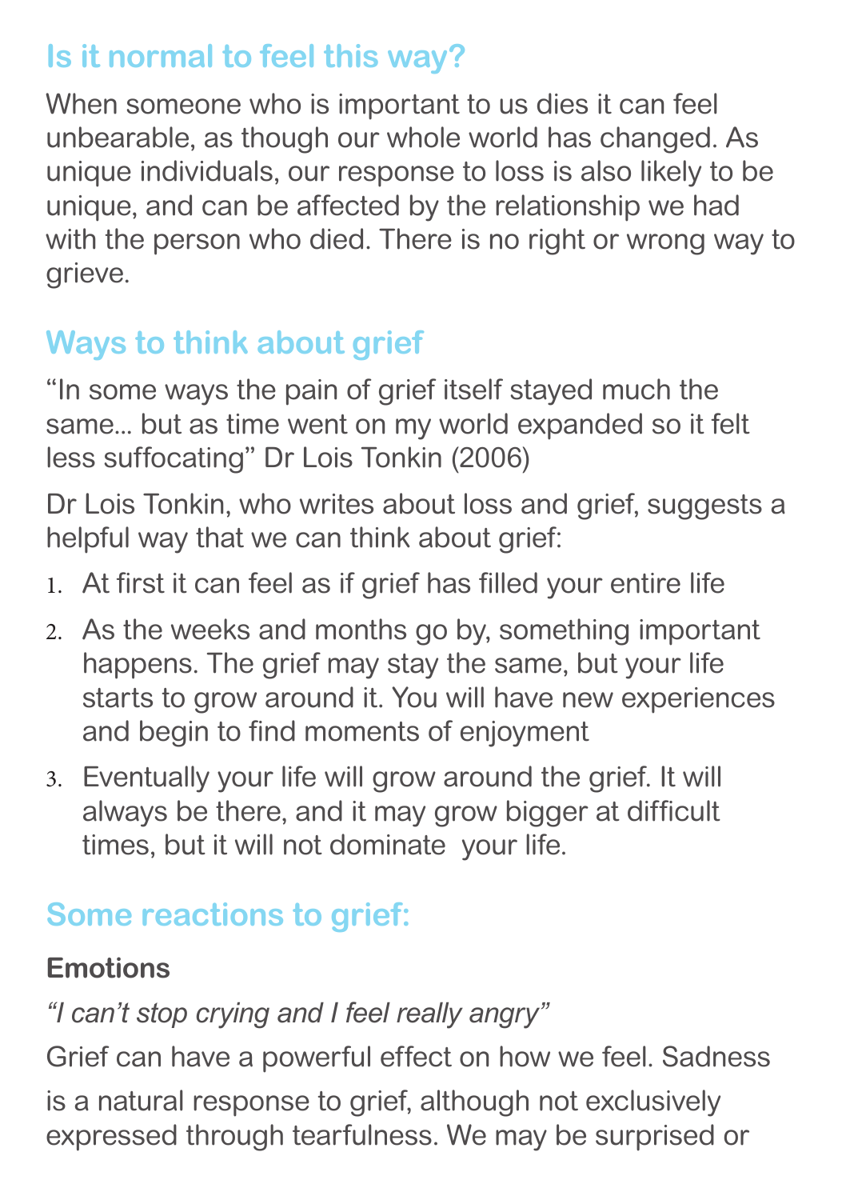## Is it normal to feel this way?

When someone who is important to us dies it can feel unbearable, as though our whole world has changed. As unique individuals, our response to loss is also likely to be unique, and can be affected by the relationship we had with the person who died. There is no right or wrong way to grieve.

## Ways to think about grief

"In some ways the pain of grief itself stayed much the same... but as time went on my world expanded so it felt less suffocating" Dr Lois Tonkin (2006)

Dr Lois Tonkin, who writes about loss and grief, suggests a helpful way that we can think about grief:

1. At first it can feel as if grief has filled your entire life
2. As the weeks and months go by, something important happens. The grief may stay the same, but your life starts to grow around it. You will have new experiences and begin to find moments of enjoyment
3. Eventually your life will grow around the grief. It will always be there, and it may grow bigger at difficult times, but it will not dominate your life.

## Some reactions to grief:

### Emotions

*"I can't stop crying and I feel really angry"*

Grief can have a powerful effect on how we feel. Sadness is a natural response to grief, although not exclusively expressed through tearfulness. We may be surprised or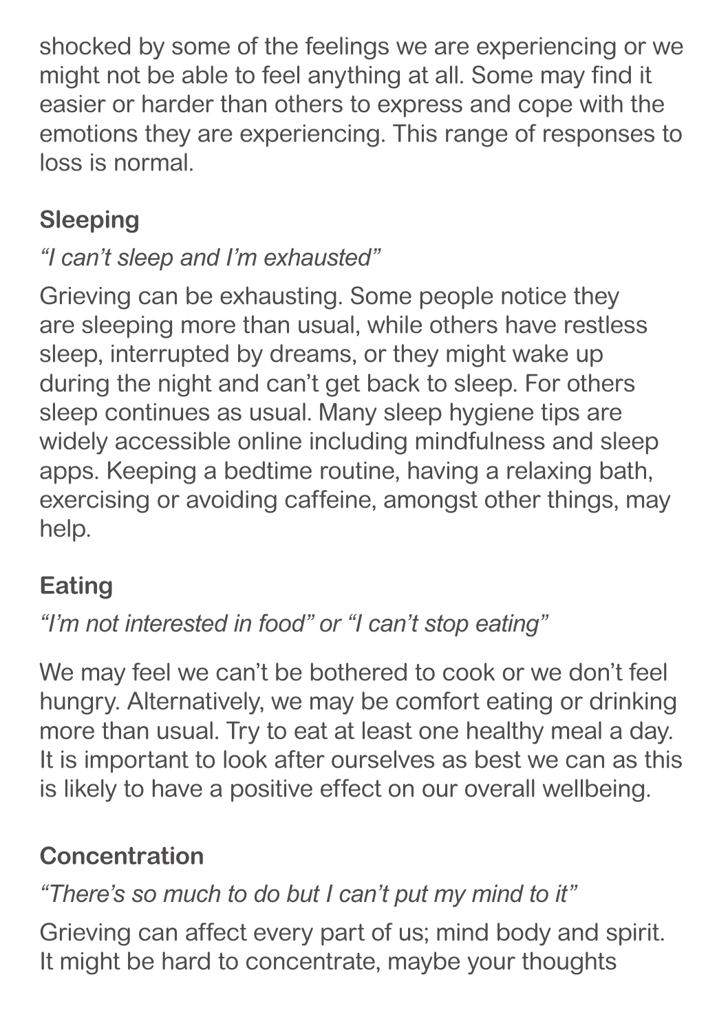shocked by some of the feelings we are experiencing or we might not be able to feel anything at all. Some may find it easier or harder than others to express and cope with the emotions they are experiencing. This range of responses to loss is normal.

### Sleeping

*“I can’t sleep and I’m exhausted”*

Grieving can be exhausting. Some people notice they are sleeping more than usual, while others have restless sleep, interrupted by dreams, or they might wake up during the night and can’t get back to sleep. For others sleep continues as usual. Many sleep hygiene tips are widely accessible online including mindfulness and sleep apps. Keeping a bedtime routine, having a relaxing bath, exercising or avoiding caffeine, amongst other things, may help.

### Eating

*“I’m not interested in food” or “I can’t stop eating”*

We may feel we can’t be bothered to cook or we don’t feel hungry. Alternatively, we may be comfort eating or drinking more than usual. Try to eat at least one healthy meal a day. It is important to look after ourselves as best we can as this is likely to have a positive effect on our overall wellbeing.

### Concentration

*“There’s so much to do but I can’t put my mind to it”*

Grieving can affect every part of us; mind body and spirit. It might be hard to concentrate, maybe your thoughts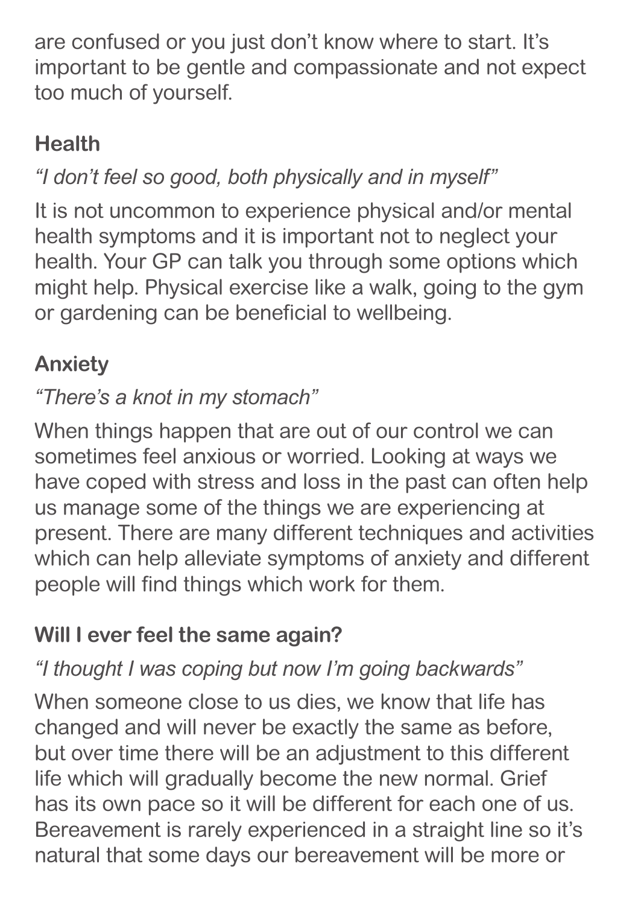are confused or you just don't know where to start. It's important to be gentle and compassionate and not expect too much of yourself.

**Health**

*"I don't feel so good, both physically and in myself"*

It is not uncommon to experience physical and/or mental health symptoms and it is important not to neglect your health. Your GP can talk you through some options which might help. Physical exercise like a walk, going to the gym or gardening can be beneficial to wellbeing.

**Anxiety**

*"There's a knot in my stomach"*

When things happen that are out of our control we can sometimes feel anxious or worried. Looking at ways we have coped with stress and loss in the past can often help us manage some of the things we are experiencing at present. There are many different techniques and activities which can help alleviate symptoms of anxiety and different people will find things which work for them.

**Will I ever feel the same again?**

*"I thought I was coping but now I'm going backwards"*

When someone close to us dies, we know that life has changed and will never be exactly the same as before, but over time there will be an adjustment to this different life which will gradually become the new normal. Grief has its own pace so it will be different for each one of us. Bereavement is rarely experienced in a straight line so it's natural that some days our bereavement will be more or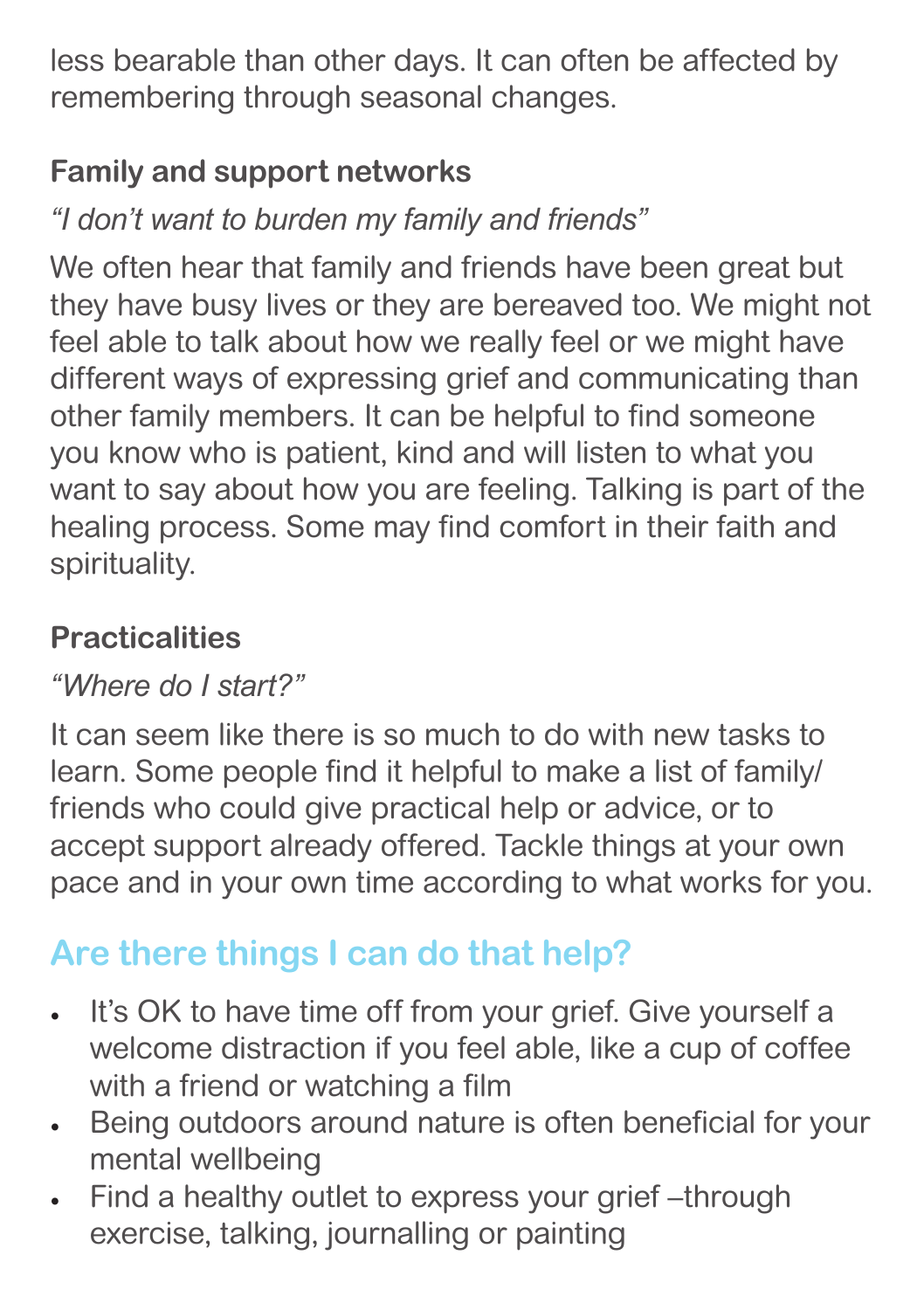less bearable than other days. It can often be affected by remembering through seasonal changes.

### Family and support networks

*"I don't want to burden my family and friends"*

We often hear that family and friends have been great but they have busy lives or they are bereaved too. We might not feel able to talk about how we really feel or we might have different ways of expressing grief and communicating than other family members. It can be helpful to find someone you know who is patient, kind and will listen to what you want to say about how you are feeling. Talking is part of the healing process. Some may find comfort in their faith and spirituality.

### Practicalities

*"Where do I start?"*

It can seem like there is so much to do with new tasks to learn. Some people find it helpful to make a list of family/friends who could give practical help or advice, or to accept support already offered. Tackle things at your own pace and in your own time according to what works for you.

## Are there things I can do that help?

- It's OK to have time off from your grief. Give yourself a welcome distraction if you feel able, like a cup of coffee with a friend or watching a film
- Being outdoors around nature is often beneficial for your mental wellbeing
- Find a healthy outlet to express your grief –through exercise, talking, journalling or painting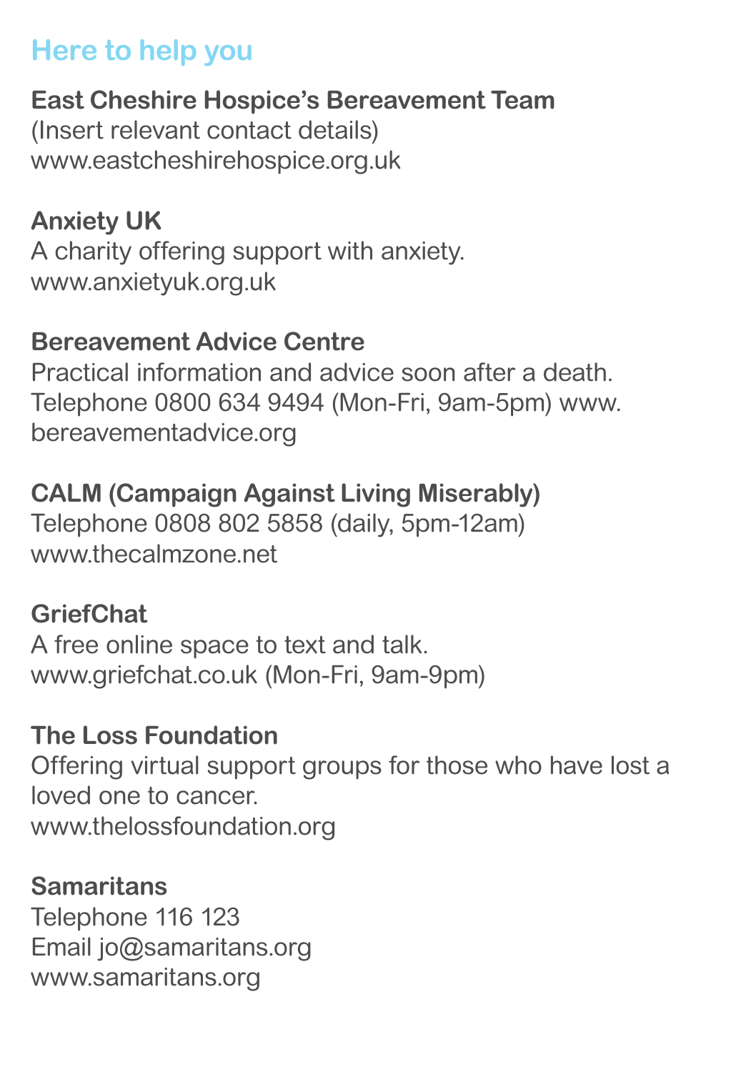## Here to help you

**East Cheshire Hospice's Bereavement Team**
(Insert relevant contact details)
www.eastcheshirehospice.org.uk

**Anxiety UK**
A charity offering support with anxiety.
www.anxietyuk.org.uk

**Bereavement Advice Centre**
Practical information and advice soon after a death.
Telephone 0800 634 9494 (Mon-Fri, 9am-5pm) www.bereavementadvice.org

**CALM (Campaign Against Living Miserably)**
Telephone 0808 802 5858 (daily, 5pm-12am)
www.thecalmzone.net

**GriefChat**
A free online space to text and talk.
www.griefchat.co.uk (Mon-Fri, 9am-9pm)

**The Loss Foundation**
Offering virtual support groups for those who have lost a loved one to cancer.
www.thelossfoundation.org

**Samaritans**
Telephone 116 123
Email jo@samaritans.org
www.samaritans.org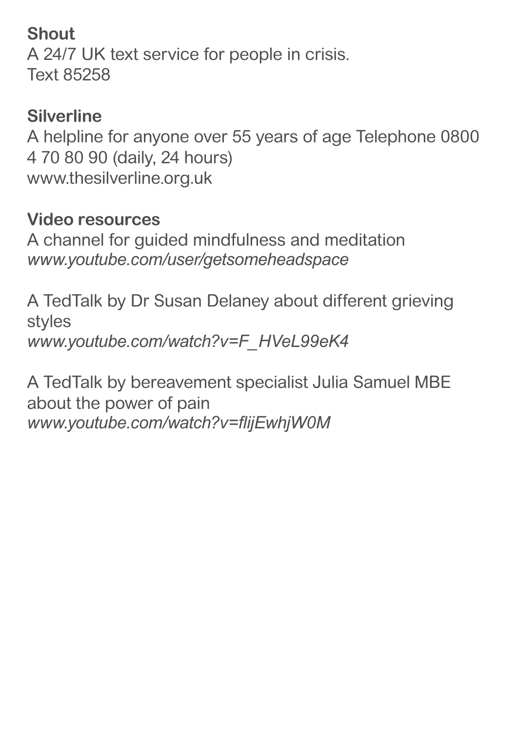**Shout**
A 24/7 UK text service for people in crisis.
Text 85258

**Silverline**
A helpline for anyone over 55 years of age Telephone 0800 4 70 80 90 (daily, 24 hours)
www.thesilverline.org.uk

**Video resources**
A channel for guided mindfulness and meditation
*www.youtube.com/user/getsomeheadspace*

A TedTalk by Dr Susan Delaney about different grieving styles
*www.youtube.com/watch?v=F_HVeL99eK4*

A TedTalk by bereavement specialist Julia Samuel MBE about the power of pain
*www.youtube.com/watch?v=flijEwhjW0M*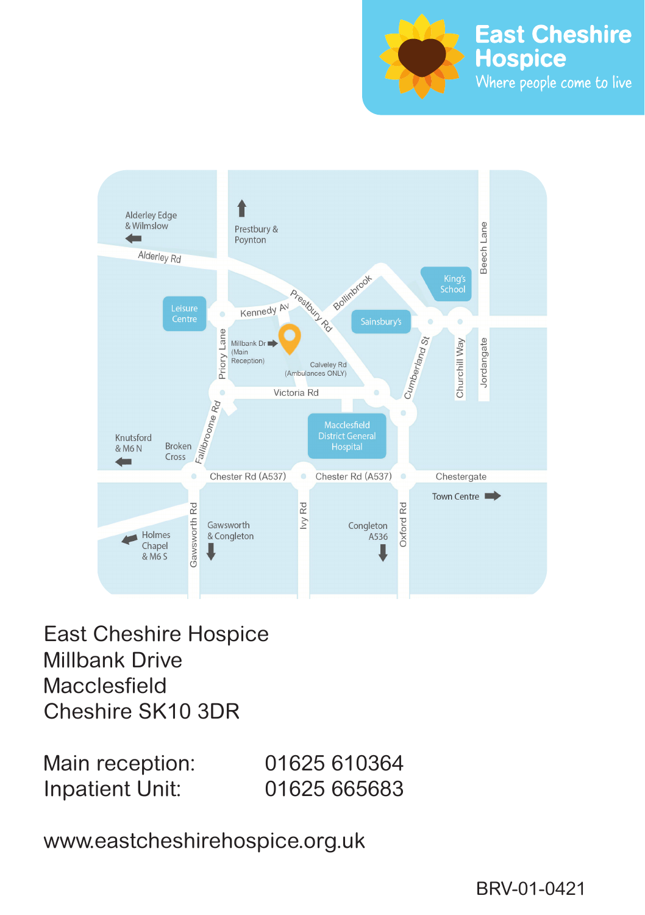**East Cheshire Hospice**

*Where people come to live*

Alderley Edge & Wilmslow

Alderley Rd

Prestbury & Poynton

Beech Lane

King's School

Bollinbrook

Leisure Centre

Kennedy Av

Prestbury Rd

Sainsbury's

Millbank Dr (Main Reception)

Calveley Rd (Ambulances ONLY)

Priory Lane

Cumberland St

Churchill Way

Jordangate

Victoria Rd

Fallibroome Rd

Macclesfield District General Hospital

Knutsford & M6 N

Broken Cross

Chester Rd (A537)

Chester Rd (A537)

Chestergate

Town Centre

Holmes Chapel & M6 S

Gawsworth Rd

Gawsworth & Congleton

Ivy Rd

Congleton A536

Oxford Rd

East Cheshire Hospice
Millbank Drive
Macclesfield
Cheshire SK10 3DR

Main reception: 01625 610364
Inpatient Unit: 01625 665683

www.eastcheshirehospice.org.uk

BRV-01-0421